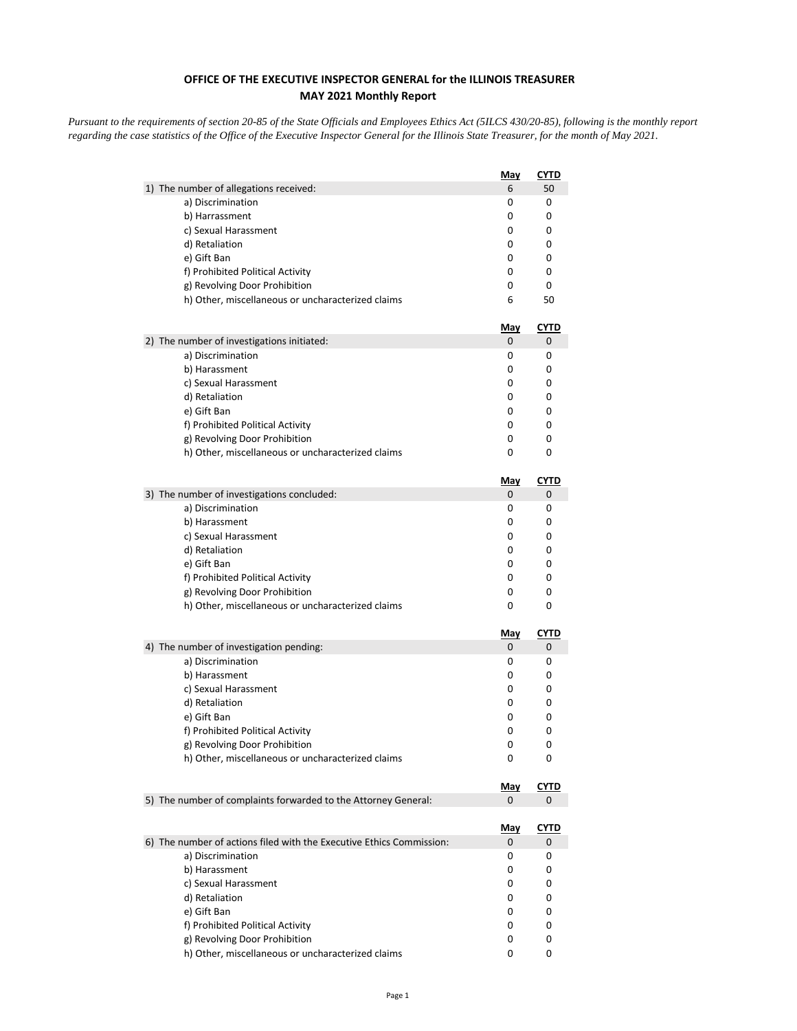**OFFICE OF THE EXECUTIVE INSPECTOR GENERAL for the ILLINOIS TREASURER**
**MAY 2021 Monthly Report**

*Pursuant to the requirements of section 20-85 of the State Officials and Employees Ethics Act (5ILCS 430/20-85), following is the monthly report regarding the case statistics of the Office of the Executive Inspector General for the Illinois State Treasurer, for the month of May 2021.*

| | May | CYTD |
|---|---|---|
| 1) The number of allegations received: | 6 | 50 |
| a) Discrimination | 0 | 0 |
| b) Harrassment | 0 | 0 |
| c) Sexual Harassment | 0 | 0 |
| d) Retaliation | 0 | 0 |
| e) Gift Ban | 0 | 0 |
| f) Prohibited Political Activity | 0 | 0 |
| g) Revolving Door Prohibition | 0 | 0 |
| h) Other, miscellaneous or uncharacterized claims | 6 | 50 |

| | May | CYTD |
|---|---|---|
| 2) The number of investigations initiated: | 0 | 0 |
| a) Discrimination | 0 | 0 |
| b) Harassment | 0 | 0 |
| c) Sexual Harassment | 0 | 0 |
| d) Retaliation | 0 | 0 |
| e) Gift Ban | 0 | 0 |
| f) Prohibited Political Activity | 0 | 0 |
| g) Revolving Door Prohibition | 0 | 0 |
| h) Other, miscellaneous or uncharacterized claims | 0 | 0 |

| | May | CYTD |
|---|---|---|
| 3) The number of investigations concluded: | 0 | 0 |
| a) Discrimination | 0 | 0 |
| b) Harassment | 0 | 0 |
| c) Sexual Harassment | 0 | 0 |
| d) Retaliation | 0 | 0 |
| e) Gift Ban | 0 | 0 |
| f) Prohibited Political Activity | 0 | 0 |
| g) Revolving Door Prohibition | 0 | 0 |
| h) Other, miscellaneous or uncharacterized claims | 0 | 0 |

| | May | CYTD |
|---|---|---|
| 4) The number of investigation pending: | 0 | 0 |
| a) Discrimination | 0 | 0 |
| b) Harassment | 0 | 0 |
| c) Sexual Harassment | 0 | 0 |
| d) Retaliation | 0 | 0 |
| e) Gift Ban | 0 | 0 |
| f) Prohibited Political Activity | 0 | 0 |
| g) Revolving Door Prohibition | 0 | 0 |
| h) Other, miscellaneous or uncharacterized claims | 0 | 0 |

| | May | CYTD |
|---|---|---|
| 5) The number of complaints forwarded to the Attorney General: | 0 | 0 |

| | May | CYTD |
|---|---|---|
| 6) The number of actions filed with the Executive Ethics Commission: | 0 | 0 |
| a) Discrimination | 0 | 0 |
| b) Harassment | 0 | 0 |
| c) Sexual Harassment | 0 | 0 |
| d) Retaliation | 0 | 0 |
| e) Gift Ban | 0 | 0 |
| f) Prohibited Political Activity | 0 | 0 |
| g) Revolving Door Prohibition | 0 | 0 |
| h) Other, miscellaneous or uncharacterized claims | 0 | 0 |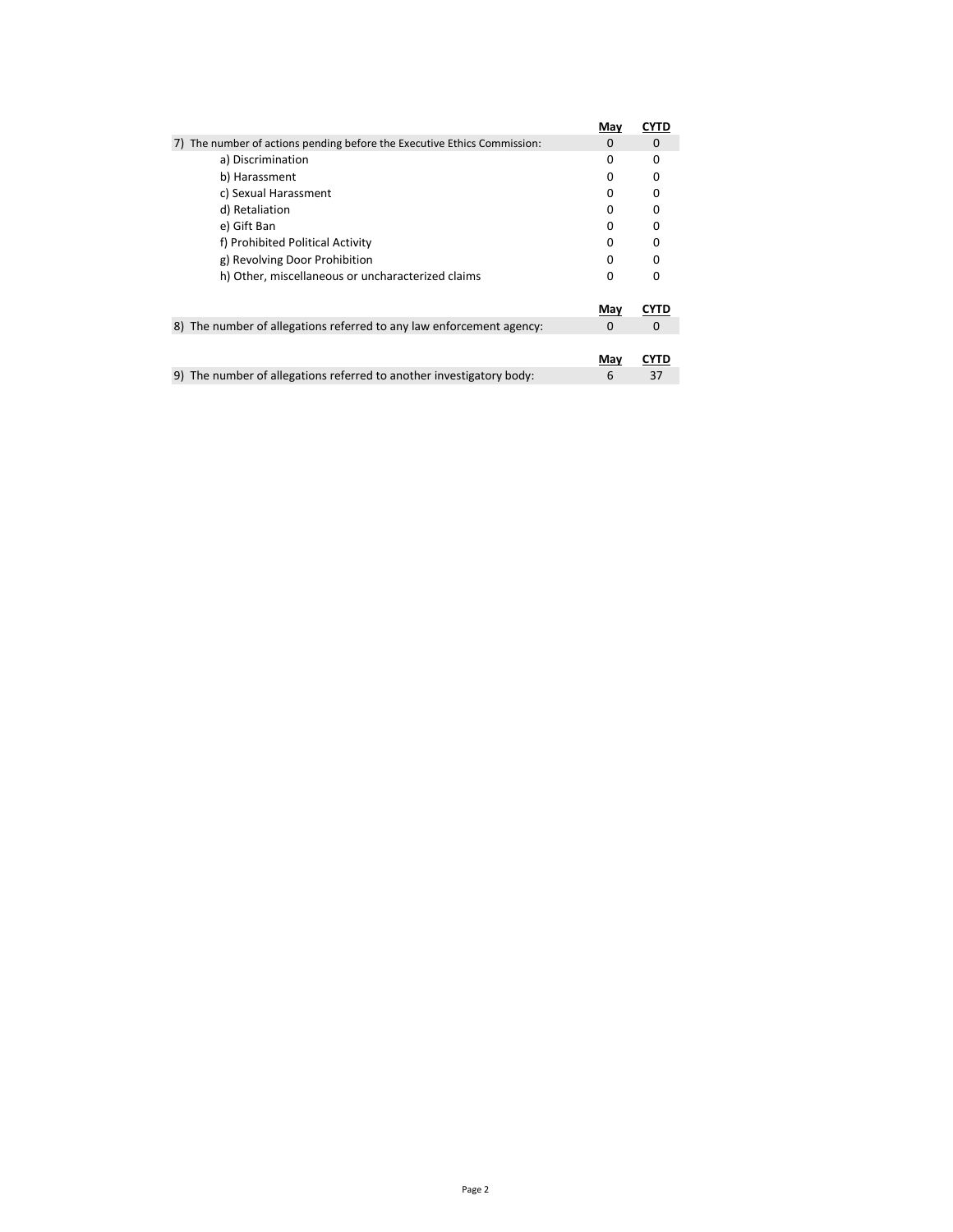| | May | CYTD |
|---|---|---|
| 7) The number of actions pending before the Executive Ethics Commission: | 0 | 0 |
| a) Discrimination | 0 | 0 |
| b) Harassment | 0 | 0 |
| c) Sexual Harassment | 0 | 0 |
| d) Retaliation | 0 | 0 |
| e) Gift Ban | 0 | 0 |
| f) Prohibited Political Activity | 0 | 0 |
| g) Revolving Door Prohibition | 0 | 0 |
| h) Other, miscellaneous or uncharacterized claims | 0 | 0 |

| | May | CYTD |
|---|---|---|
| 8) The number of allegations referred to any law enforcement agency: | 0 | 0 |

| | May | CYTD |
|---|---|---|
| 9) The number of allegations referred to another investigatory body: | 6 | 37 |